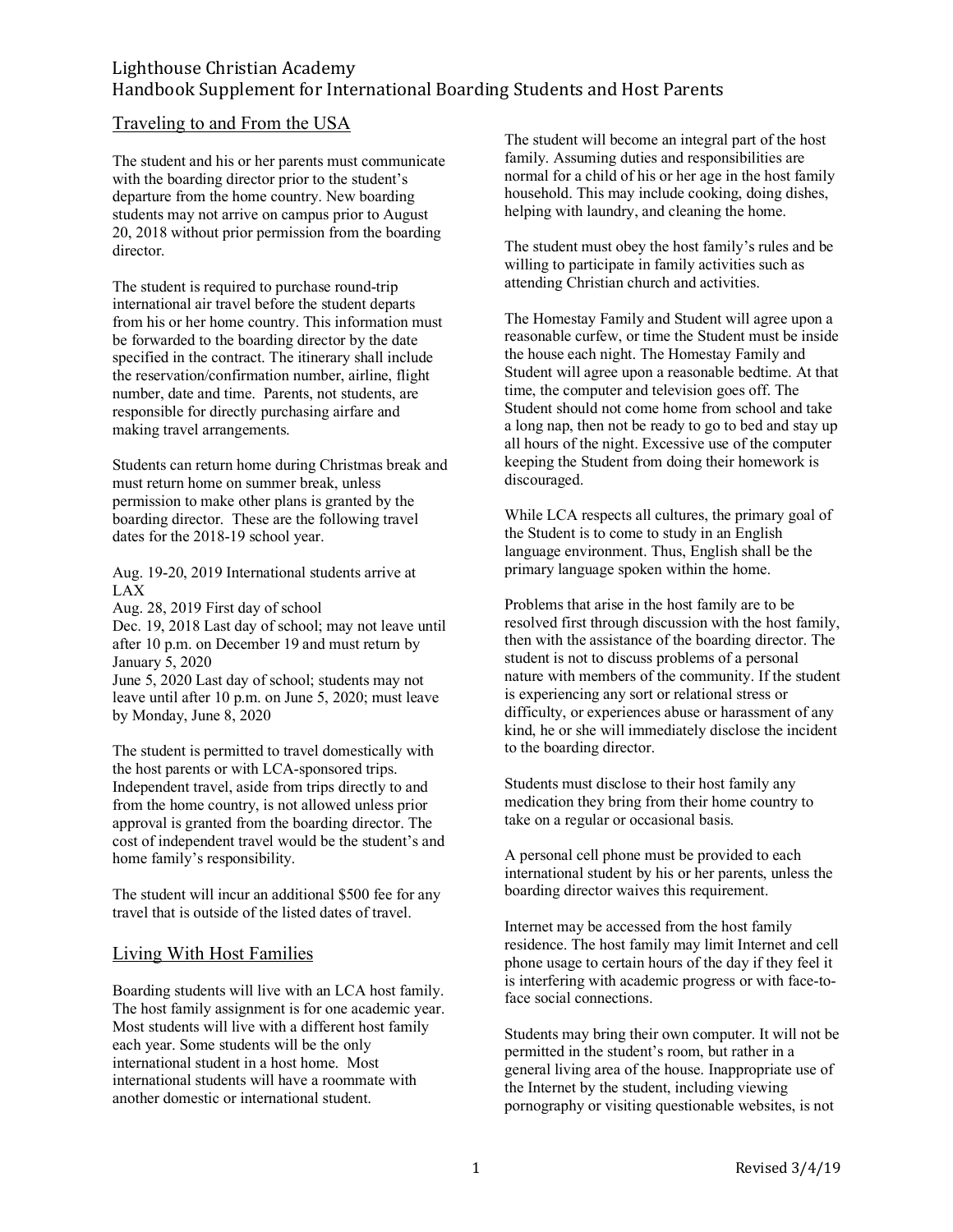# Lighthouse Christian Academy
## Handbook Supplement for International Boarding Students and Host Parents

### Traveling to and From the USA

The student and his or her parents must communicate with the boarding director prior to the student's departure from the home country. New boarding students may not arrive on campus prior to August 20, 2018 without prior permission from the boarding director.

The student is required to purchase round-trip international air travel before the student departs from his or her home country. This information must be forwarded to the boarding director by the date specified in the contract. The itinerary shall include the reservation/confirmation number, airline, flight number, date and time. Parents, not students, are responsible for directly purchasing airfare and making travel arrangements.

Students can return home during Christmas break and must return home on summer break, unless permission to make other plans is granted by the boarding director. These are the following travel dates for the 2018-19 school year.

Aug. 19-20, 2019 International students arrive at LAX
Aug. 28, 2019 First day of school
Dec. 19, 2018 Last day of school; may not leave until after 10 p.m. on December 19 and must return by January 5, 2020
June 5, 2020 Last day of school; students may not leave until after 10 p.m. on June 5, 2020; must leave by Monday, June 8, 2020

The student is permitted to travel domestically with the host parents or with LCA-sponsored trips. Independent travel, aside from trips directly to and from the home country, is not allowed unless prior approval is granted from the boarding director. The cost of independent travel would be the student's and home family's responsibility.

The student will incur an additional $500 fee for any travel that is outside of the listed dates of travel.

### Living With Host Families

Boarding students will live with an LCA host family. The host family assignment is for one academic year. Most students will live with a different host family each year. Some students will be the only international student in a host home. Most international students will have a roommate with another domestic or international student.

The student will become an integral part of the host family. Assuming duties and responsibilities are normal for a child of his or her age in the host family household. This may include cooking, doing dishes, helping with laundry, and cleaning the home.

The student must obey the host family's rules and be willing to participate in family activities such as attending Christian church and activities.

The Homestay Family and Student will agree upon a reasonable curfew, or time the Student must be inside the house each night. The Homestay Family and Student will agree upon a reasonable bedtime. At that time, the computer and television goes off. The Student should not come home from school and take a long nap, then not be ready to go to bed and stay up all hours of the night. Excessive use of the computer keeping the Student from doing their homework is discouraged.

While LCA respects all cultures, the primary goal of the Student is to come to study in an English language environment. Thus, English shall be the primary language spoken within the home.

Problems that arise in the host family are to be resolved first through discussion with the host family, then with the assistance of the boarding director. The student is not to discuss problems of a personal nature with members of the community. If the student is experiencing any sort or relational stress or difficulty, or experiences abuse or harassment of any kind, he or she will immediately disclose the incident to the boarding director.

Students must disclose to their host family any medication they bring from their home country to take on a regular or occasional basis.

A personal cell phone must be provided to each international student by his or her parents, unless the boarding director waives this requirement.

Internet may be accessed from the host family residence. The host family may limit Internet and cell phone usage to certain hours of the day if they feel it is interfering with academic progress or with face-to-face social connections.

Students may bring their own computer. It will not be permitted in the student's room, but rather in a general living area of the house. Inappropriate use of the Internet by the student, including viewing pornography or visiting questionable websites, is not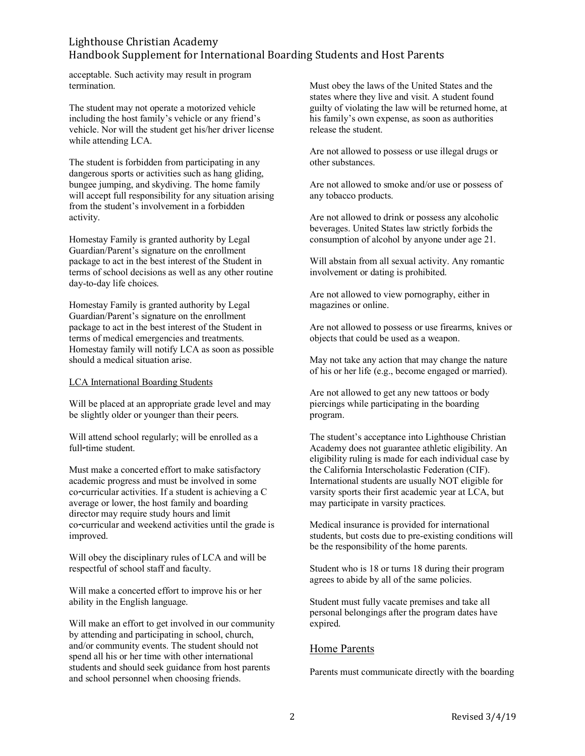acceptable. Such activity may result in program termination.

The student may not operate a motorized vehicle including the host family's vehicle or any friend's vehicle. Nor will the student get his/her driver license while attending LCA.

The student is forbidden from participating in any dangerous sports or activities such as hang gliding, bungee jumping, and skydiving. The home family will accept full responsibility for any situation arising from the student's involvement in a forbidden activity.

Homestay Family is granted authority by Legal Guardian/Parent's signature on the enrollment package to act in the best interest of the Student in terms of school decisions as well as any other routine day-to-day life choices.

Homestay Family is granted authority by Legal Guardian/Parent's signature on the enrollment package to act in the best interest of the Student in terms of medical emergencies and treatments. Homestay family will notify LCA as soon as possible should a medical situation arise.

<u>LCA International Boarding Students</u>

Will be placed at an appropriate grade level and may be slightly older or younger than their peers.

Will attend school regularly; will be enrolled as a full-time student.

Must make a concerted effort to make satisfactory academic progress and must be involved in some co-curricular activities. If a student is achieving a C average or lower, the host family and boarding director may require study hours and limit co-curricular and weekend activities until the grade is improved.

Will obey the disciplinary rules of LCA and will be respectful of school staff and faculty.

Will make a concerted effort to improve his or her ability in the English language.

Will make an effort to get involved in our community by attending and participating in school, church, and/or community events. The student should not spend all his or her time with other international students and should seek guidance from host parents and school personnel when choosing friends.

Must obey the laws of the United States and the states where they live and visit. A student found guilty of violating the law will be returned home, at his family's own expense, as soon as authorities release the student.

Are not allowed to possess or use illegal drugs or other substances.

Are not allowed to smoke and/or use or possess of any tobacco products.

Are not allowed to drink or possess any alcoholic beverages. United States law strictly forbids the consumption of alcohol by anyone under age 21.

Will abstain from all sexual activity. Any romantic involvement or dating is prohibited.

Are not allowed to view pornography, either in magazines or online.

Are not allowed to possess or use firearms, knives or objects that could be used as a weapon.

May not take any action that may change the nature of his or her life (e.g., become engaged or married).

Are not allowed to get any new tattoos or body piercings while participating in the boarding program.

The student's acceptance into Lighthouse Christian Academy does not guarantee athletic eligibility. An eligibility ruling is made for each individual case by the California Interscholastic Federation (CIF). International students are usually NOT eligible for varsity sports their first academic year at LCA, but may participate in varsity practices.

Medical insurance is provided for international students, but costs due to pre-existing conditions will be the responsibility of the home parents.

Student who is 18 or turns 18 during their program agrees to abide by all of the same policies.

Student must fully vacate premises and take all personal belongings after the program dates have expired.

## <u>Home Parents</u>

Parents must communicate directly with the boarding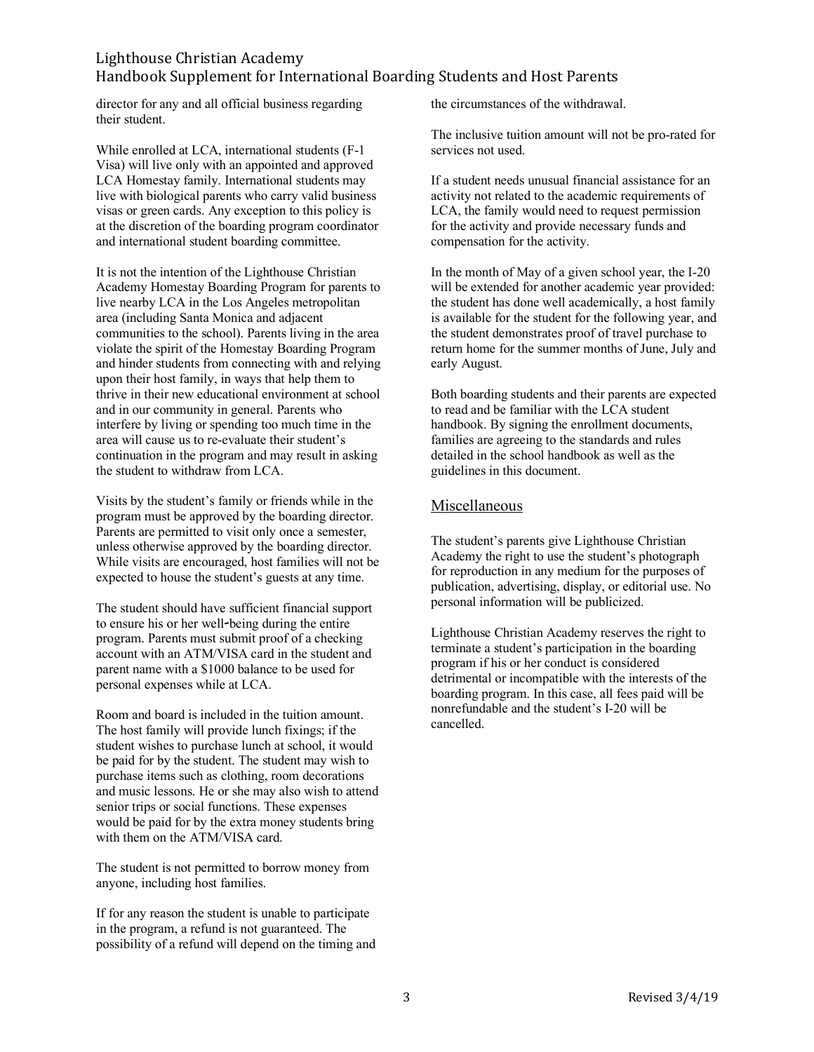director for any and all official business regarding their student.

While enrolled at LCA, international students (F-1 Visa) will live only with an appointed and approved LCA Homestay family. International students may live with biological parents who carry valid business visas or green cards. Any exception to this policy is at the discretion of the boarding program coordinator and international student boarding committee.

It is not the intention of the Lighthouse Christian Academy Homestay Boarding Program for parents to live nearby LCA in the Los Angeles metropolitan area (including Santa Monica and adjacent communities to the school). Parents living in the area violate the spirit of the Homestay Boarding Program and hinder students from connecting with and relying upon their host family, in ways that help them to thrive in their new educational environment at school and in our community in general. Parents who interfere by living or spending too much time in the area will cause us to re-evaluate their student's continuation in the program and may result in asking the student to withdraw from LCA.

Visits by the student's family or friends while in the program must be approved by the boarding director. Parents are permitted to visit only once a semester, unless otherwise approved by the boarding director. While visits are encouraged, host families will not be expected to house the student's guests at any time.

The student should have sufficient financial support to ensure his or her well-being during the entire program. Parents must submit proof of a checking account with an ATM/VISA card in the student and parent name with a $1000 balance to be used for personal expenses while at LCA.

Room and board is included in the tuition amount. The host family will provide lunch fixings; if the student wishes to purchase lunch at school, it would be paid for by the student. The student may wish to purchase items such as clothing, room decorations and music lessons. He or she may also wish to attend senior trips or social functions. These expenses would be paid for by the extra money students bring with them on the ATM/VISA card.

The student is not permitted to borrow money from anyone, including host families.

If for any reason the student is unable to participate in the program, a refund is not guaranteed. The possibility of a refund will depend on the timing and the circumstances of the withdrawal.

The inclusive tuition amount will not be pro-rated for services not used.

If a student needs unusual financial assistance for an activity not related to the academic requirements of LCA, the family would need to request permission for the activity and provide necessary funds and compensation for the activity.

In the month of May of a given school year, the I-20 will be extended for another academic year provided: the student has done well academically, a host family is available for the student for the following year, and the student demonstrates proof of travel purchase to return home for the summer months of June, July and early August.

Both boarding students and their parents are expected to read and be familiar with the LCA student handbook. By signing the enrollment documents, families are agreeing to the standards and rules detailed in the school handbook as well as the guidelines in this document.

## Miscellaneous

The student's parents give Lighthouse Christian Academy the right to use the student's photograph for reproduction in any medium for the purposes of publication, advertising, display, or editorial use. No personal information will be publicized.

Lighthouse Christian Academy reserves the right to terminate a student's participation in the boarding program if his or her conduct is considered detrimental or incompatible with the interests of the boarding program. In this case, all fees paid will be nonrefundable and the student's I-20 will be cancelled.